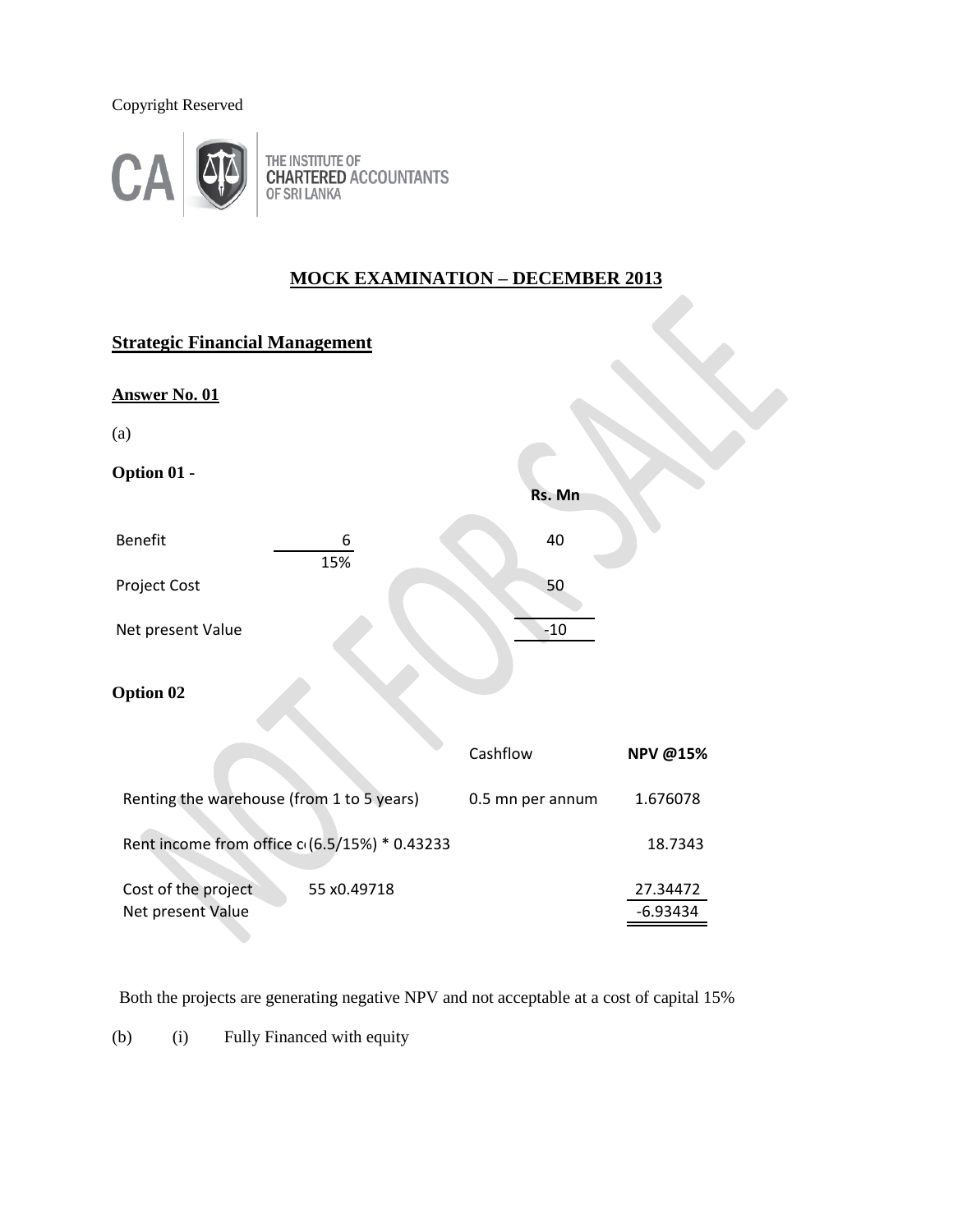Copyright Reserved

THE INSTITUTE OF CHARTERED ACCOUNTANTS OF SRI LANKA

## MOCK EXAMINATION – DECEMBER 2013

### Strategic Financial Management

**Answer No. 01**

(a)

**Option 01 -**

| | | Rs. Mn |
|---|---|---|
| Benefit | $\frac{6}{15\%}$ | 40 |
| Project Cost | | 50 |
| Net present Value | | -10 |

**Option 02**

| | | Cashflow | NPV @15% |
|---|---|---|---|
| Renting the warehouse (from 1 to 5 years) | | 0.5 mn per annum | 1.676078 |
| Rent income from office c(6.5/15%) * 0.43233 | | | 18.7343 |
| Cost of the project | 55 x0.49718 | | 27.34472 |
| Net present Value | | | -6.93434 |

Both the projects are generating negative NPV and not acceptable at a cost of capital 15%

(b) (i) Fully Financed with equity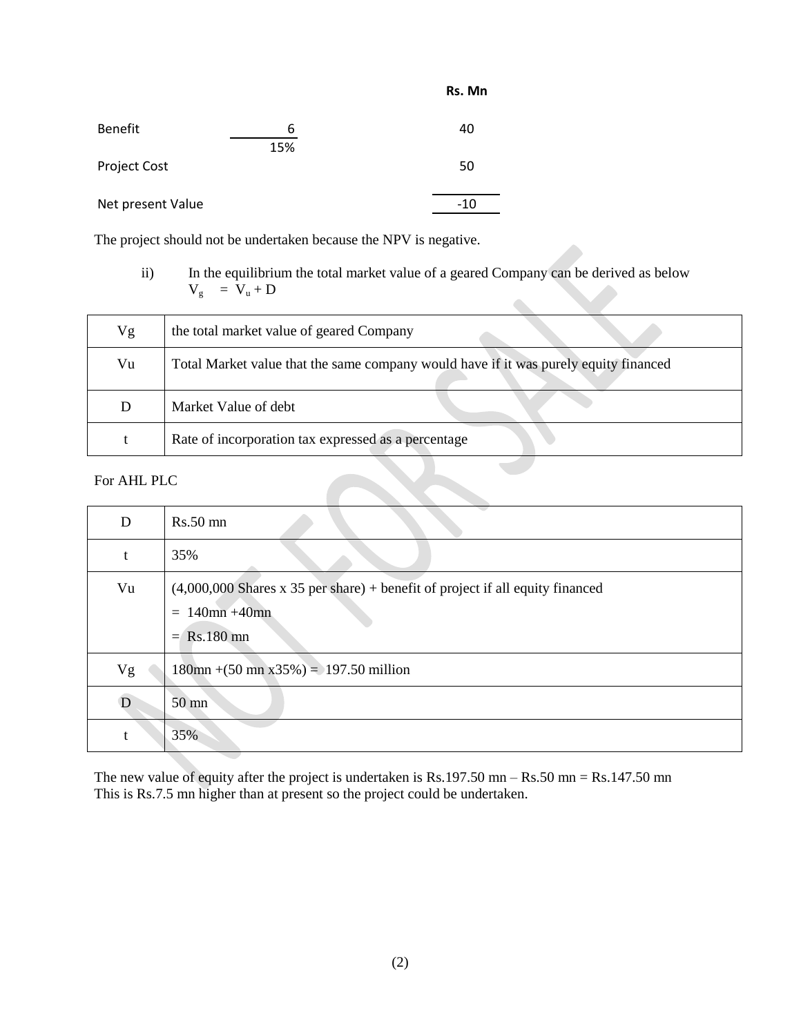| | | Rs. Mn |
|---|---|---|
| Benefit | $\frac{6}{15\%}$ | 40 |
| Project Cost | | 50 |
| Net present Value | | -10 |

The project should not be undertaken because the NPV is negative.

ii) In the equilibrium the total market value of a geared Company can be derived as below
$V_g = V_u + D$

| | |
|---|---|
| Vg | the total market value of geared Company |
| Vu | Total Market value that the same company would have if it was purely equity financed |
| D | Market Value of debt |
| t | Rate of incorporation tax expressed as a percentage |

For AHL PLC

| | |
|---|---|
| D | Rs.50 mn |
| t | 35% |
| Vu | (4,000,000 Shares x 35 per share) + benefit of project if all equity financed<br>= 140mn +40mn<br>= Rs.180 mn |
| Vg | 180mn +(50 mn x35%) = 197.50 million |
| D | 50 mn |
| t | 35% |

The new value of equity after the project is undertaken is Rs.197.50 mn – Rs.50 mn = Rs.147.50 mn
This is Rs.7.5 mn higher than at present so the project could be undertaken.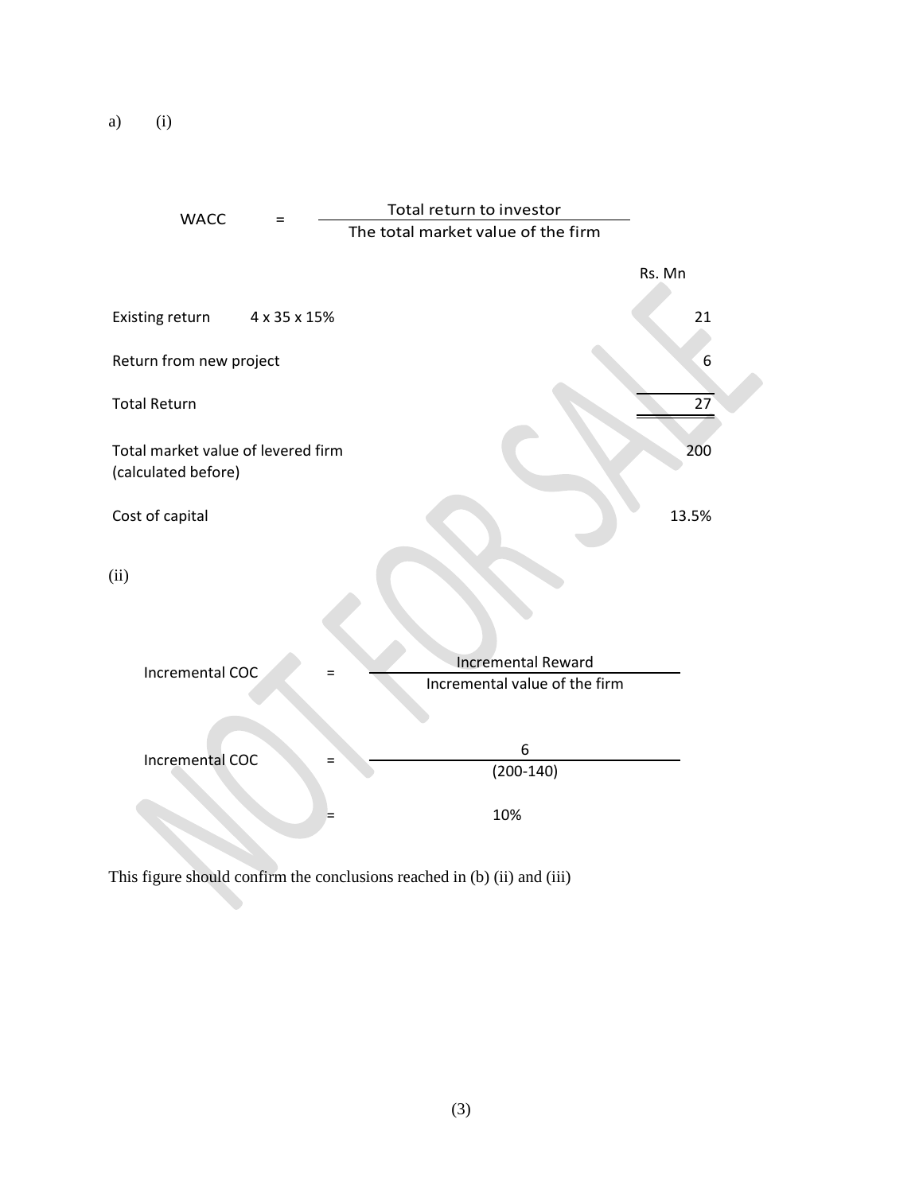a) (i)

$$\text{WACC} = \frac{\text{Total return to investor}}{\text{The total market value of the firm}}$$

| | | Rs. Mn |
|---|---|---|
| Existing return | 4 x 35 x 15% | 21 |
| Return from new project | | 6 |
| Total Return | | 27 |
| Total market value of levered firm (calculated before) | | 200 |
| Cost of capital | | 13.5% |

(ii)

$$\text{Incremental COC} = \frac{\text{Incremental Reward}}{\text{Incremental value of the firm}}$$

$$\text{Incremental COC} = \frac{6}{(200-140)}$$

$$= 10\%$$

This figure should confirm the conclusions reached in (b) (ii) and (iii)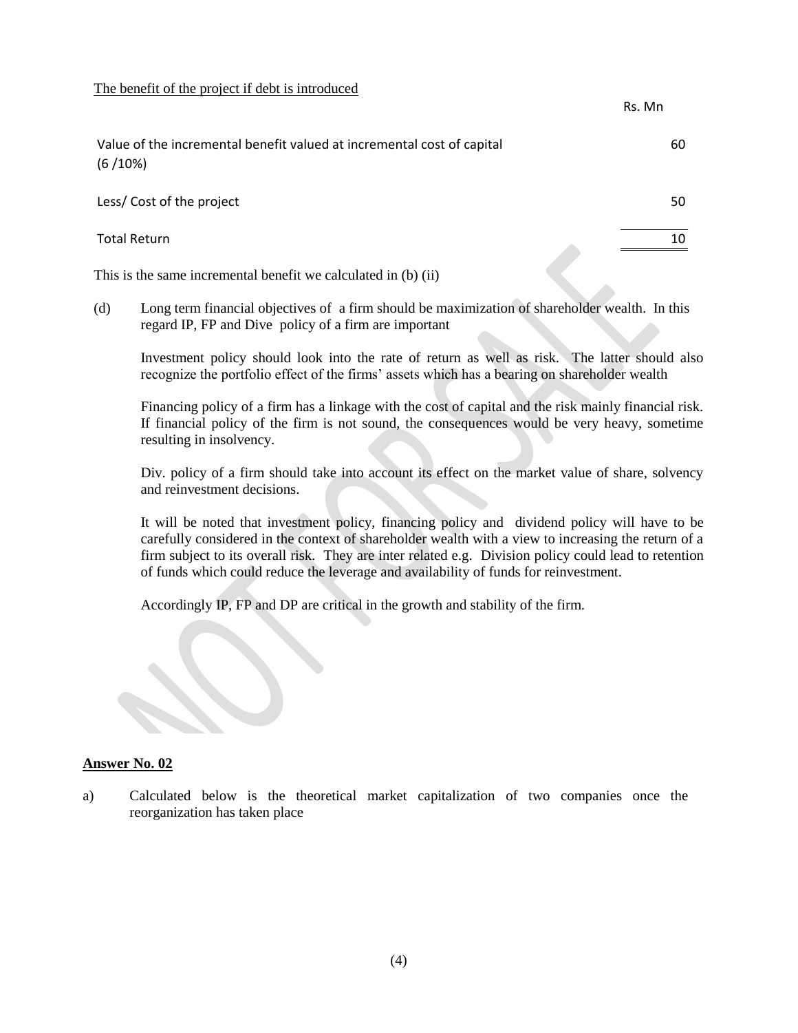The benefit of the project if debt is introduced

| | Rs. Mn |
|---|---|
| Value of the incremental benefit valued at incremental cost of capital (6 /10%) | 60 |
| Less/ Cost of the project | 50 |
| Total Return | 10 |

This is the same incremental benefit we calculated in (b) (ii)

(d) Long term financial objectives of a firm should be maximization of shareholder wealth. In this regard IP, FP and Dive policy of a firm are important

Investment policy should look into the rate of return as well as risk. The latter should also recognize the portfolio effect of the firms' assets which has a bearing on shareholder wealth

Financing policy of a firm has a linkage with the cost of capital and the risk mainly financial risk. If financial policy of the firm is not sound, the consequences would be very heavy, sometime resulting in insolvency.

Div. policy of a firm should take into account its effect on the market value of share, solvency and reinvestment decisions.

It will be noted that investment policy, financing policy and dividend policy will have to be carefully considered in the context of shareholder wealth with a view to increasing the return of a firm subject to its overall risk. They are inter related e.g. Division policy could lead to retention of funds which could reduce the leverage and availability of funds for reinvestment.

Accordingly IP, FP and DP are critical in the growth and stability of the firm.

## Answer No. 02

a) Calculated below is the theoretical market capitalization of two companies once the reorganization has taken place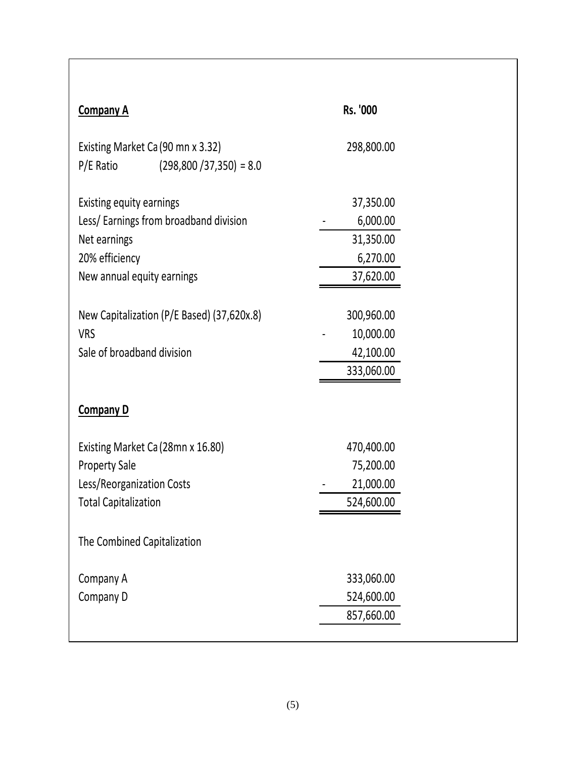| **Company A** | **Rs. '000** |
|---|---|
| Existing Market Ca (90 mn x 3.32) | 298,800.00 |
| P/E Ratio (298,800 /37,350) = 8.0 | |
| | |
| Existing equity earnings | 37,350.00 |
| Less/ Earnings from broadband division | - 6,000.00 |
| Net earnings | 31,350.00 |
| 20% efficiency | 6,270.00 |
| New annual equity earnings | 37,620.00 |
| | |
| New Capitalization (P/E Based) (37,620x.8) | 300,960.00 |
| VRS | - 10,000.00 |
| Sale of broadband division | 42,100.00 |
| | 333,060.00 |

| **Company D** | |
|---|---|
| Existing Market Ca (28mn x 16.80) | 470,400.00 |
| Property Sale | 75,200.00 |
| Less/Reorganization Costs | - 21,000.00 |
| Total Capitalization | 524,600.00 |

The Combined Capitalization

| | |
|---|---|
| Company A | 333,060.00 |
| Company D | 524,600.00 |
| | 857,660.00 |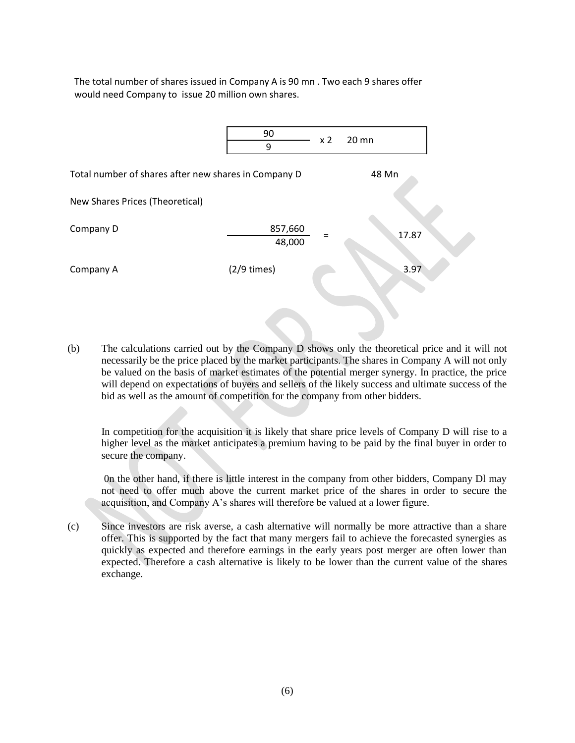The total number of shares issued in Company A is 90 mn . Two each 9 shares offer would need Company to issue 20 million own shares.

$$\frac{90}{9} \times 2 \quad 20 \text{ mn}$$

| | | | |
|---|---|---|---|
| Total number of shares after new shares in Company D | | | 48 Mn |
| New Shares Prices (Theoretical) | | | |
| Company D | $\frac{857,660}{48,000}$ | = | 17.87 |
| Company A | (2/9 times) | | 3.97 |

(b) The calculations carried out by the Company D shows only the theoretical price and it will not necessarily be the price placed by the market participants. The shares in Company A will not only be valued on the basis of market estimates of the potential merger synergy. In practice, the price will depend on expectations of buyers and sellers of the likely success and ultimate success of the bid as well as the amount of competition for the company from other bidders.

In competition for the acquisition it is likely that share price levels of Company D will rise to a higher level as the market anticipates a premium having to be paid by the final buyer in order to secure the company.

0n the other hand, if there is little interest in the company from other bidders, Company Dl may not need to offer much above the current market price of the shares in order to secure the acquisition, and Company A's shares will therefore be valued at a lower figure.

(c) Since investors are risk averse, a cash alternative will normally be more attractive than a share offer. This is supported by the fact that many mergers fail to achieve the forecasted synergies as quickly as expected and therefore earnings in the early years post merger are often lower than expected. Therefore a cash alternative is likely to be lower than the current value of the shares exchange.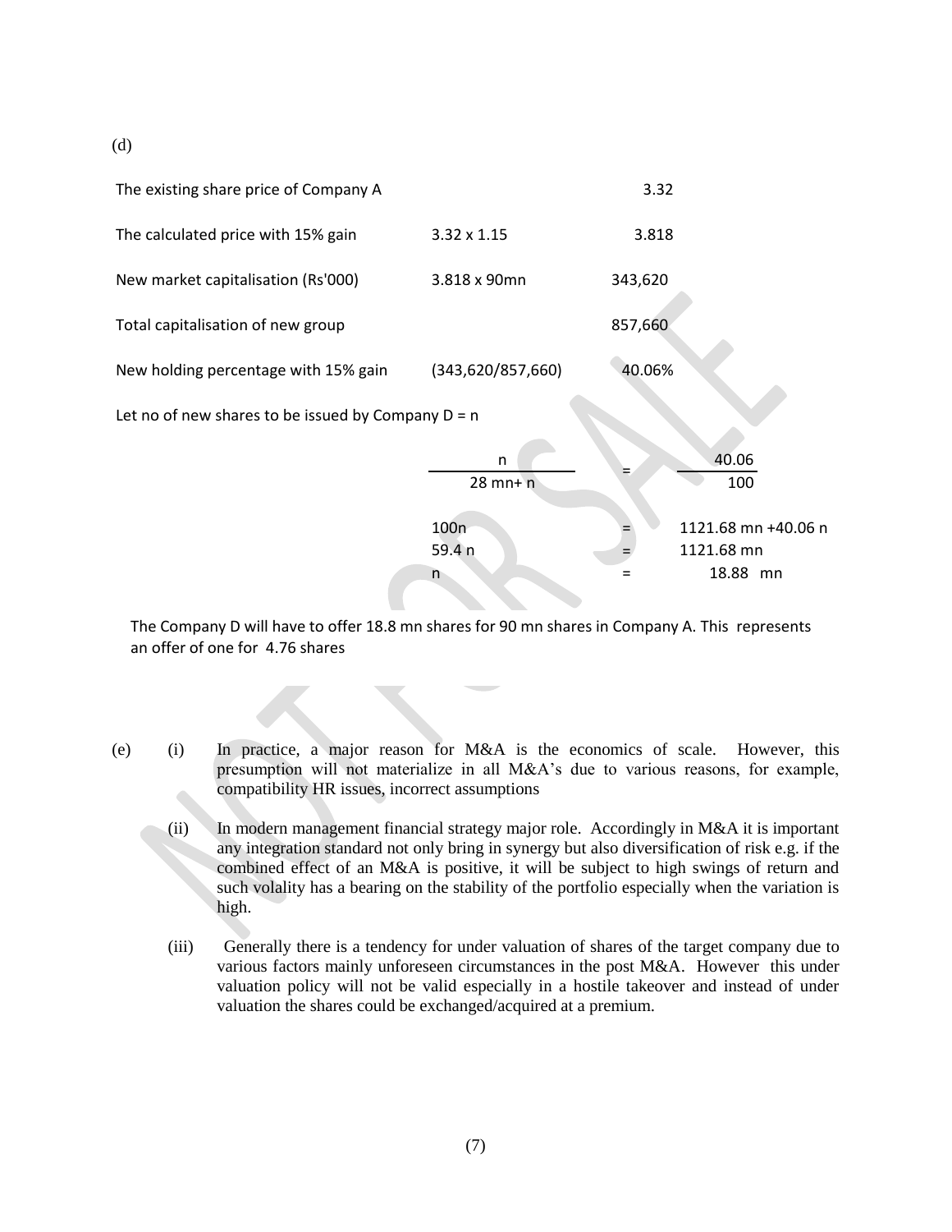(d)

| | | |
|---|---|---|
| The existing share price of Company A | | 3.32 |
| The calculated price with 15% gain | 3.32 x 1.15 | 3.818 |
| New market capitalisation (Rs'000) | 3.818 x 90mn | 343,620 |
| Total capitalisation of new group | | 857,660 |
| New holding percentage with 15% gain | (343,620/857,660) | 40.06% |

Let no of new shares to be issued by Company D = n

$$\frac{n}{28\text{ mn} + n} = \frac{40.06}{100}$$

$$100n = 1121.68\text{ mn} + 40.06\text{ n}$$

$$59.4\text{ n} = 1121.68\text{ mn}$$

$$n = 18.88\text{ mn}$$

The Company D will have to offer 18.8 mn shares for 90 mn shares in Company A. This represents an offer of one for 4.76 shares

(e) (i) In practice, a major reason for M&A is the economics of scale. However, this presumption will not materialize in all M&A's due to various reasons, for example, compatibility HR issues, incorrect assumptions

(ii) In modern management financial strategy major role. Accordingly in M&A it is important any integration standard not only bring in synergy but also diversification of risk e.g. if the combined effect of an M&A is positive, it will be subject to high swings of return and such volality has a bearing on the stability of the portfolio especially when the variation is high.

(iii) Generally there is a tendency for under valuation of shares of the target company due to various factors mainly unforeseen circumstances in the post M&A. However this under valuation policy will not be valid especially in a hostile takeover and instead of under valuation the shares could be exchanged/acquired at a premium.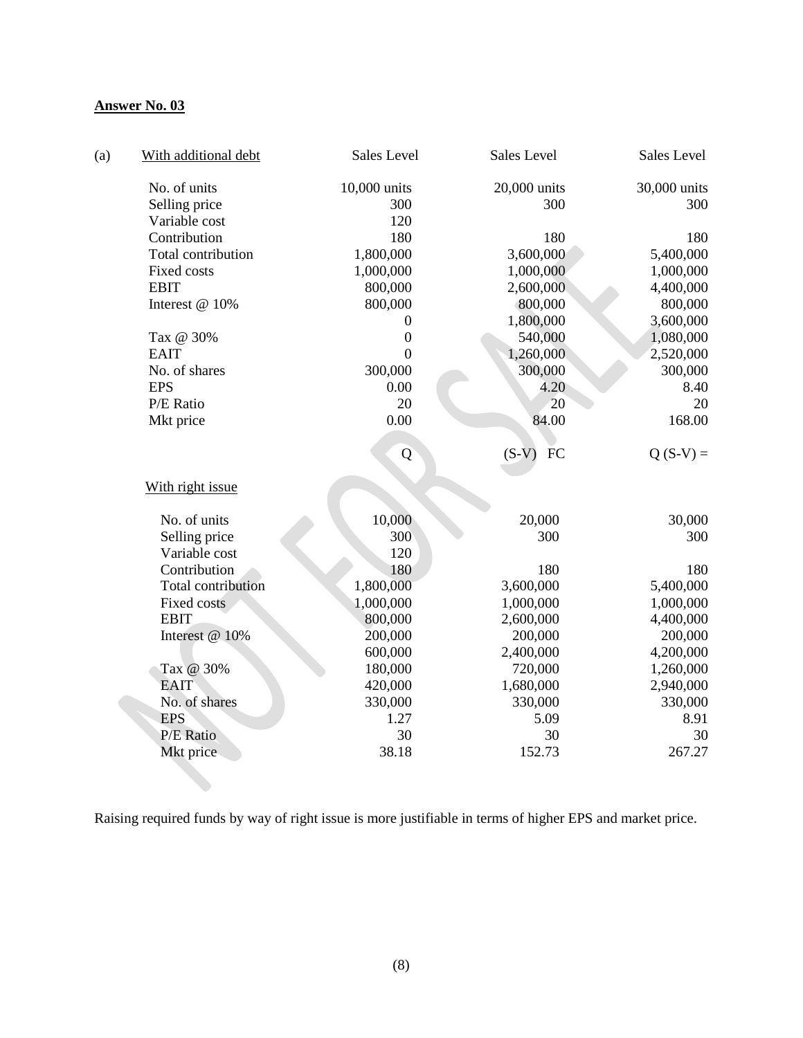**Answer No. 03**

(a)

| With additional debt | Sales Level | Sales Level | Sales Level |
|---|---|---|---|
| No. of units | 10,000 units | 20,000 units | 30,000 units |
| Selling price | 300 | 300 | 300 |
| Variable cost | 120 | | |
| Contribution | 180 | 180 | 180 |
| Total contribution | 1,800,000 | 3,600,000 | 5,400,000 |
| Fixed costs | 1,000,000 | 1,000,000 | 1,000,000 |
| EBIT | 800,000 | 2,600,000 | 4,400,000 |
| Interest @ 10% | 800,000 | 800,000 | 800,000 |
| | 0 | 1,800,000 | 3,600,000 |
| Tax @ 30% | 0 | 540,000 | 1,080,000 |
| EAIT | 0 | 1,260,000 | 2,520,000 |
| No. of shares | 300,000 | 300,000 | 300,000 |
| EPS | 0.00 | 4.20 | 8.40 |
| P/E Ratio | 20 | 20 | 20 |
| Mkt price | 0.00 | 84.00 | 168.00 |
| | Q | (S-V) FC | Q (S-V) = |

| With right issue | | | |
|---|---|---|---|
| No. of units | 10,000 | 20,000 | 30,000 |
| Selling price | 300 | 300 | 300 |
| Variable cost | 120 | | |
| Contribution | 180 | 180 | 180 |
| Total contribution | 1,800,000 | 3,600,000 | 5,400,000 |
| Fixed costs | 1,000,000 | 1,000,000 | 1,000,000 |
| EBIT | 800,000 | 2,600,000 | 4,400,000 |
| Interest @ 10% | 200,000 | 200,000 | 200,000 |
| | 600,000 | 2,400,000 | 4,200,000 |
| Tax @ 30% | 180,000 | 720,000 | 1,260,000 |
| EAIT | 420,000 | 1,680,000 | 2,940,000 |
| No. of shares | 330,000 | 330,000 | 330,000 |
| EPS | 1.27 | 5.09 | 8.91 |
| P/E Ratio | 30 | 30 | 30 |
| Mkt price | 38.18 | 152.73 | 267.27 |

Raising required funds by way of right issue is more justifiable in terms of higher EPS and market price.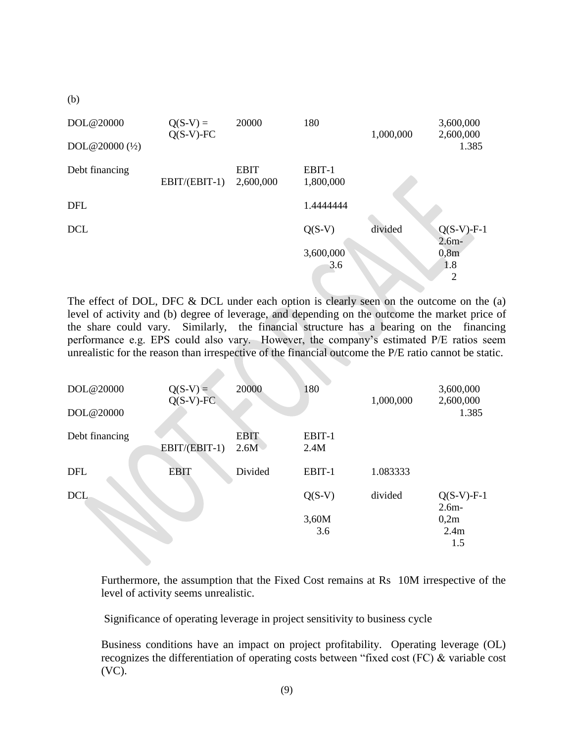(b)

| | | | | | |
|---|---|---|---|---|---|
| DOL@20000 | Q(S-V) = Q(S-V)-FC | 20000 | 180 | 1,000,000 | 3,600,000 2,600,000 |
| DOL@20000 (½) | | | | | 1.385 |
| Debt financing | EBIT/(EBIT-1) | EBIT 2,600,000 | EBIT-1 1,800,000 | | |
| DFL | | | 1.4444444 | | |
| DCL | | | Q(S-V) | divided | Q(S-V)-F-1 |
| | | | 3,600,000 | | 2.6m- 0,8m |
| | | | 3.6 | | 1.8 |
| | | | | | 2 |

The effect of DOL, DFC & DCL under each option is clearly seen on the outcome on the (a) level of activity and (b) degree of leverage, and depending on the outcome the market price of the share could vary. Similarly, the financial structure has a bearing on the financing performance e.g. EPS could also vary. However, the company's estimated P/E ratios seem unrealistic for the reason than irrespective of the financial outcome the P/E ratio cannot be static.

| | | | | | |
|---|---|---|---|---|---|
| DOL@20000 | Q(S-V) = Q(S-V)-FC | 20000 | 180 | 1,000,000 | 3,600,000 2,600,000 |
| DOL@20000 | | | | | 1.385 |
| Debt financing | EBIT/(EBIT-1) | EBIT 2.6M | EBIT-1 2.4M | | |
| DFL | EBIT | Divided | EBIT-1 | 1.083333 | |
| DCL | | | Q(S-V) | divided | Q(S-V)-F-1 |
| | | | 3,60M | | 2.6m- 0,2m |
| | | | 3.6 | | 2.4m |
| | | | | | 1.5 |

Furthermore, the assumption that the Fixed Cost remains at Rs 10M irrespective of the level of activity seems unrealistic.

Significance of operating leverage in project sensitivity to business cycle

Business conditions have an impact on project profitability. Operating leverage (OL) recognizes the differentiation of operating costs between "fixed cost (FC) & variable cost (VC).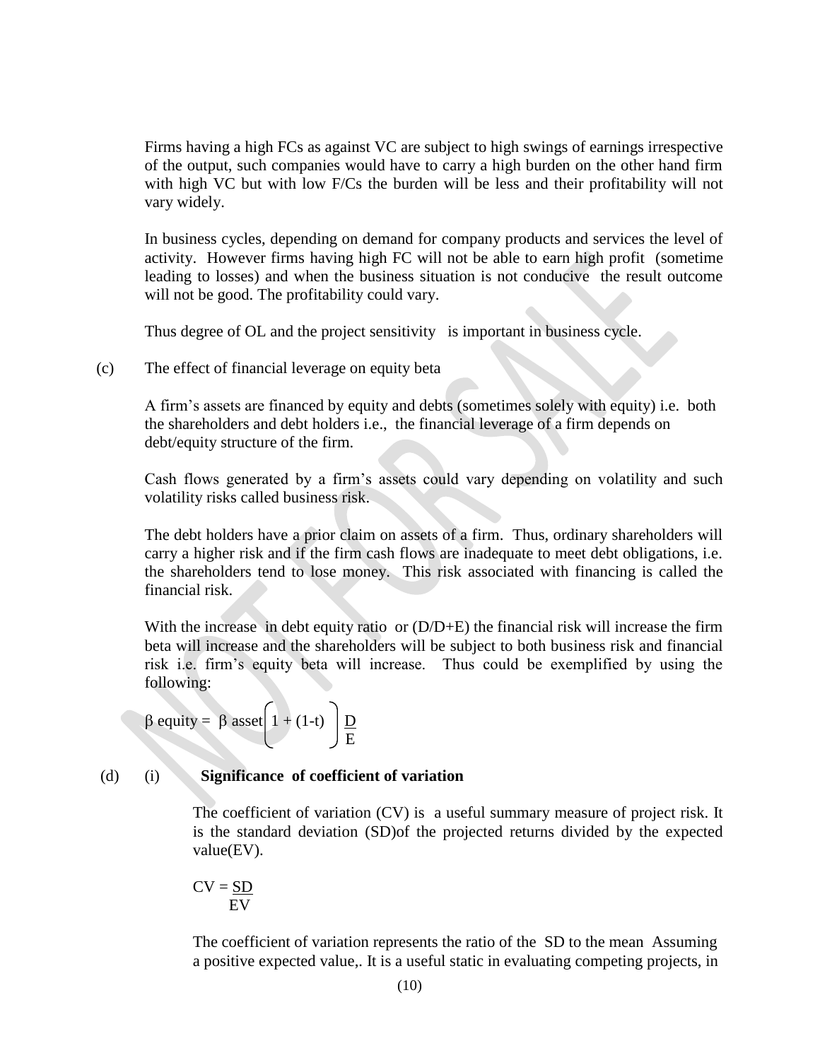Firms having a high FCs as against VC are subject to high swings of earnings irrespective of the output, such companies would have to carry a high burden on the other hand firm with high VC but with low F/Cs the burden will be less and their profitability will not vary widely.

In business cycles, depending on demand for company products and services the level of activity. However firms having high FC will not be able to earn high profit (sometime leading to losses) and when the business situation is not conducive the result outcome will not be good. The profitability could vary.

Thus degree of OL and the project sensitivity is important in business cycle.

(c) The effect of financial leverage on equity beta

A firm's assets are financed by equity and debts (sometimes solely with equity) i.e. both the shareholders and debt holders i.e., the financial leverage of a firm depends on debt/equity structure of the firm.

Cash flows generated by a firm's assets could vary depending on volatility and such volatility risks called business risk.

The debt holders have a prior claim on assets of a firm. Thus, ordinary shareholders will carry a higher risk and if the firm cash flows are inadequate to meet debt obligations, i.e. the shareholders tend to lose money. This risk associated with financing is called the financial risk.

With the increase in debt equity ratio or (D/D+E) the financial risk will increase the firm beta will increase and the shareholders will be subject to both business risk and financial risk i.e. firm's equity beta will increase. Thus could be exemplified by using the following:

$$\beta \text{ equity} = \beta \text{ asset} \left( 1 + (1-t) \right) \frac{D}{E}$$

(d) (i) **Significance of coefficient of variation**

The coefficient of variation (CV) is a useful summary measure of project risk. It is the standard deviation (SD)of the projected returns divided by the expected value(EV).

$$CV = \frac{SD}{EV}$$

The coefficient of variation represents the ratio of the SD to the mean Assuming a positive expected value,. It is a useful static in evaluating competing projects, in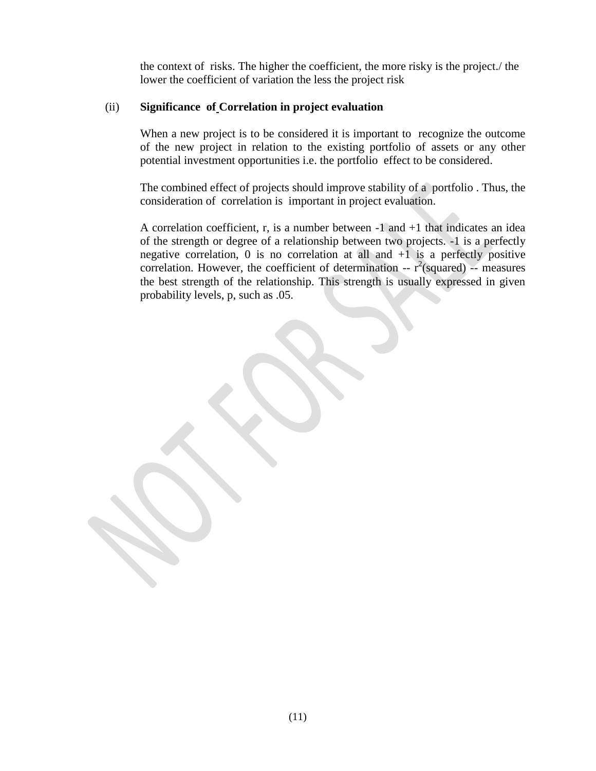the context of risks. The higher the coefficient, the more risky is the project./ the lower the coefficient of variation the less the project risk

(ii) **Significance of Correlation in project evaluation**

When a new project is to be considered it is important to recognize the outcome of the new project in relation to the existing portfolio of assets or any other potential investment opportunities i.e. the portfolio effect to be considered.

The combined effect of projects should improve stability of a portfolio . Thus, the consideration of correlation is important in project evaluation.

A correlation coefficient, r, is a number between -1 and +1 that indicates an idea of the strength or degree of a relationship between two projects. -1 is a perfectly negative correlation, 0 is no correlation at all and +1 is a perfectly positive correlation. However, the coefficient of determination -- $r^2$(squared) -- measures the best strength of the relationship. This strength is usually expressed in given probability levels, p, such as .05.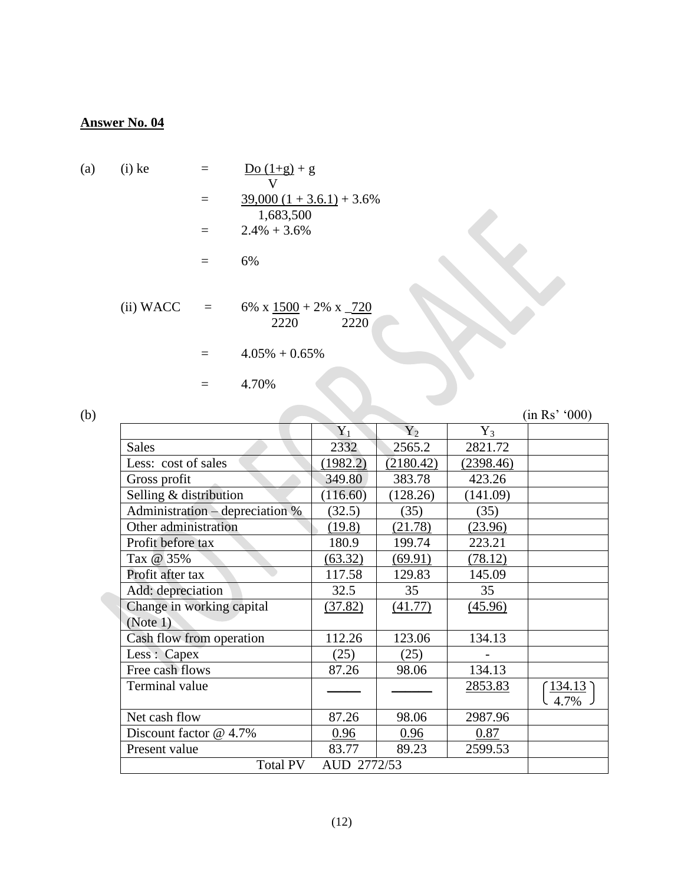**Answer No. 04**

(a) (i) ke

$$= \frac{Do\,(1+g)}{V} + g$$

$$= \frac{39{,}000\,(1 + 3.6.1)}{1{,}683{,}500} + 3.6\%$$

$$= 2.4\% + 3.6\%$$

$$= 6\%$$

(ii) WACC

$$= 6\% \times \frac{1500}{2220} + 2\% \times \frac{720}{2220}$$

$$= 4.05\% + 0.65\%$$

$$= 4.70\%$$

(b) (in Rs' '000)

| | $Y_1$ | $Y_2$ | $Y_3$ | |
|---|---|---|---|---|
| Sales | 2332 | 2565.2 | 2821.72 | |
| Less: cost of sales | (1982.2) | (2180.42) | (2398.46) | |
| Gross profit | 349.80 | 383.78 | 423.26 | |
| Selling & distribution | (116.60) | (128.26) | (141.09) | |
| Administration – depreciation % | (32.5) | (35) | (35) | |
| Other administration | (19.8) | (21.78) | (23.96) | |
| Profit before tax | 180.9 | 199.74 | 223.21 | |
| Tax @ 35% | (63.32) | (69.91) | (78.12) | |
| Profit after tax | 117.58 | 129.83 | 145.09 | |
| Add: depreciation | 32.5 | 35 | 35 | |
| Change in working capital (Note 1) | (37.82) | (41.77) | (45.96) | |
| Cash flow from operation | 112.26 | 123.06 | 134.13 | |
| Less : Capex | (25) | (25) | - | |
| Free cash flows | 87.26 | 98.06 | 134.13 | |
| Terminal value | | | 2853.83 | $\left(\frac{134.13}{4.7\%}\right)$ |
| Net cash flow | 87.26 | 98.06 | 2987.96 | |
| Discount factor @ 4.7% | 0.96 | 0.96 | 0.87 | |
| Present value | 83.77 | 89.23 | 2599.53 | |
| Total PV AUD 2772/53 | | | | |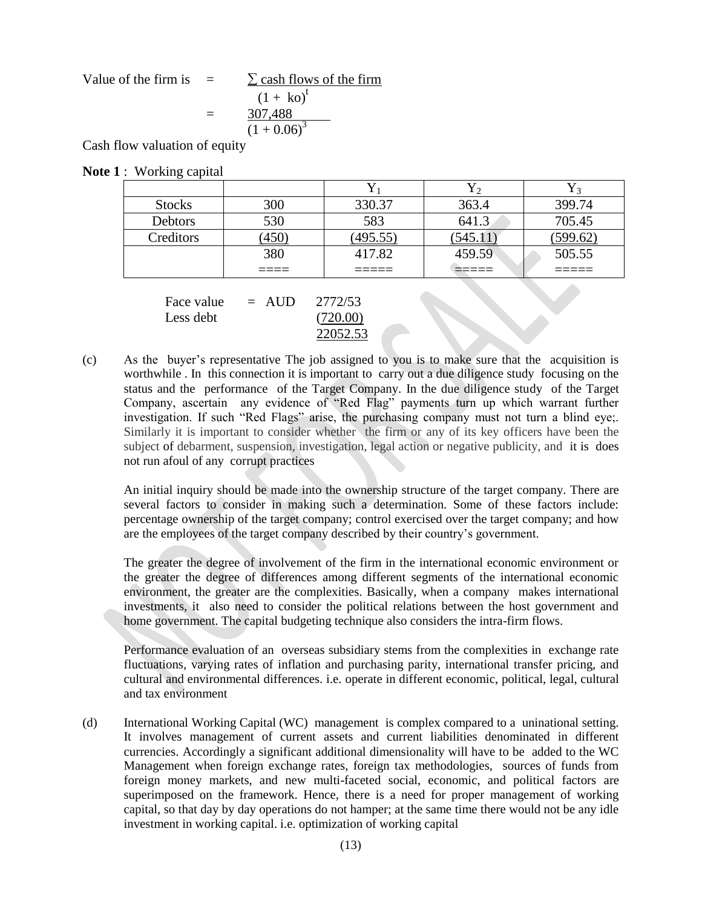Value of the firm is $= \dfrac{\sum \text{cash flows of the firm}}{(1 + ko)^t}$

$= \dfrac{307{,}488}{(1 + 0.06)^3}$

Cash flow valuation of equity

**Note 1** : Working capital

| | | $Y_1$ | $Y_2$ | $Y_3$ |
|---|---|---|---|---|
| Stocks | 300 | 330.37 | 363.4 | 399.74 |
| Debtors | 530 | 583 | 641.3 | 705.45 |
| Creditors | (450) | (495.55) | (545.11) | (599.62) |
| | 380 | 417.82 | 459.59 | 505.55 |
| | ==== | ===== | ===== | ===== |

| | | |
|---|---|---|
| Face value | = AUD | 2772/53 |
| Less debt | | (720.00) |
| | | 22052.53 |

(c) As the buyer's representative The job assigned to you is to make sure that the acquisition is worthwhile . In this connection it is important to carry out a due diligence study focusing on the status and the performance of the Target Company. In the due diligence study of the Target Company, ascertain any evidence of "Red Flag" payments turn up which warrant further investigation. If such "Red Flags" arise, the purchasing company must not turn a blind eye;. Similarly it is important to consider whether the firm or any of its key officers have been the subject of debarment, suspension, investigation, legal action or negative publicity, and it is does not run afoul of any corrupt practices

An initial inquiry should be made into the ownership structure of the target company. There are several factors to consider in making such a determination. Some of these factors include: percentage ownership of the target company; control exercised over the target company; and how are the employees of the target company described by their country's government.

The greater the degree of involvement of the firm in the international economic environment or the greater the degree of differences among different segments of the international economic environment, the greater are the complexities. Basically, when a company makes international investments, it also need to consider the political relations between the host government and home government. The capital budgeting technique also considers the intra-firm flows.

Performance evaluation of an overseas subsidiary stems from the complexities in exchange rate fluctuations, varying rates of inflation and purchasing parity, international transfer pricing, and cultural and environmental differences. i.e. operate in different economic, political, legal, cultural and tax environment

(d) International Working Capital (WC) management is complex compared to a uninational setting. It involves management of current assets and current liabilities denominated in different currencies. Accordingly a significant additional dimensionality will have to be added to the WC Management when foreign exchange rates, foreign tax methodologies, sources of funds from foreign money markets, and new multi-faceted social, economic, and political factors are superimposed on the framework. Hence, there is a need for proper management of working capital, so that day by day operations do not hamper; at the same time there would not be any idle investment in working capital. i.e. optimization of working capital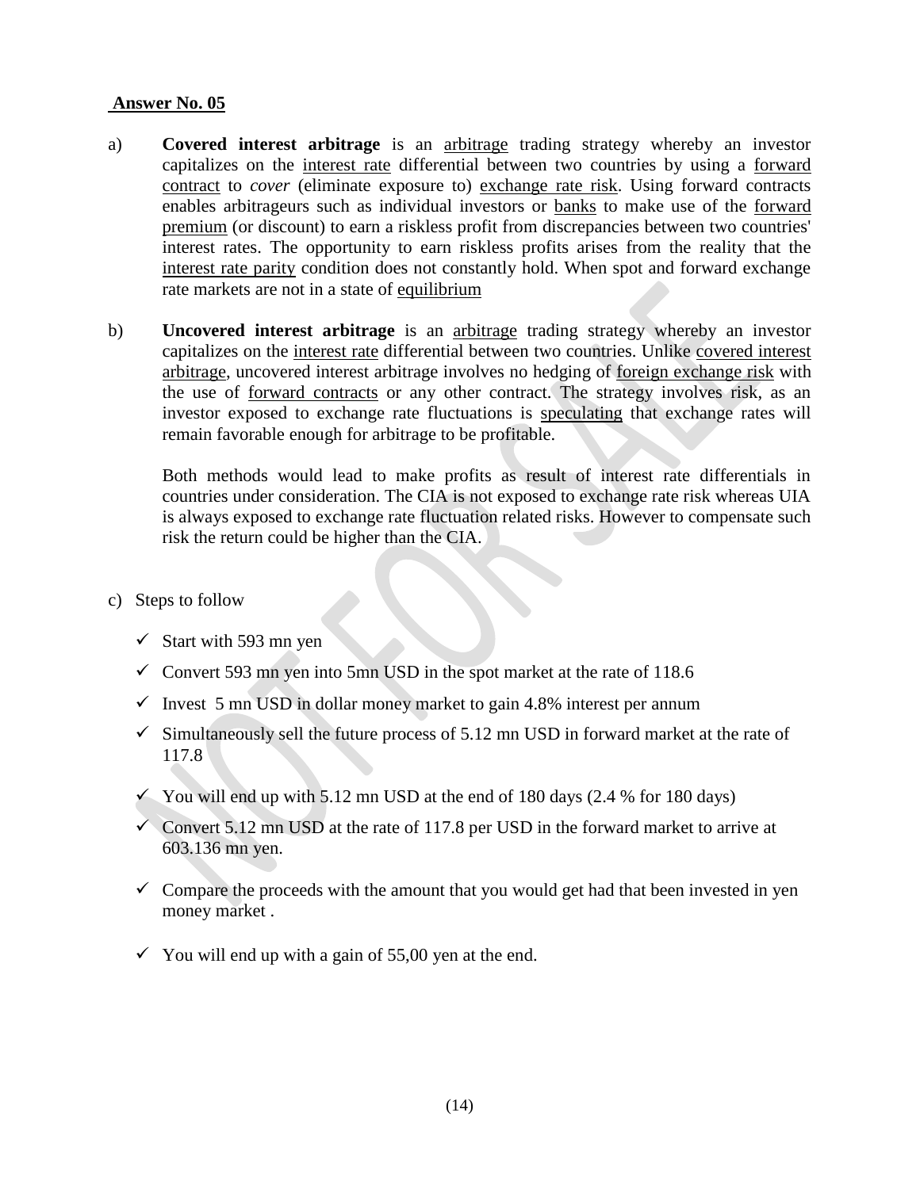**Answer No. 05**

a) **Covered interest arbitrage** is an arbitrage trading strategy whereby an investor capitalizes on the interest rate differential between two countries by using a forward contract to *cover* (eliminate exposure to) exchange rate risk. Using forward contracts enables arbitrageurs such as individual investors or banks to make use of the forward premium (or discount) to earn a riskless profit from discrepancies between two countries' interest rates. The opportunity to earn riskless profits arises from the reality that the interest rate parity condition does not constantly hold. When spot and forward exchange rate markets are not in a state of equilibrium

b) **Uncovered interest arbitrage** is an arbitrage trading strategy whereby an investor capitalizes on the interest rate differential between two countries. Unlike covered interest arbitrage, uncovered interest arbitrage involves no hedging of foreign exchange risk with the use of forward contracts or any other contract. The strategy involves risk, as an investor exposed to exchange rate fluctuations is speculating that exchange rates will remain favorable enough for arbitrage to be profitable.

Both methods would lead to make profits as result of interest rate differentials in countries under consideration. The CIA is not exposed to exchange rate risk whereas UIA is always exposed to exchange rate fluctuation related risks. However to compensate such risk the return could be higher than the CIA.

c) Steps to follow

- ✓ Start with 593 mn yen
- ✓ Convert 593 mn yen into 5mn USD in the spot market at the rate of 118.6
- ✓ Invest 5 mn USD in dollar money market to gain 4.8% interest per annum
- ✓ Simultaneously sell the future process of 5.12 mn USD in forward market at the rate of 117.8
- ✓ You will end up with 5.12 mn USD at the end of 180 days (2.4 % for 180 days)
- ✓ Convert 5.12 mn USD at the rate of 117.8 per USD in the forward market to arrive at 603.136 mn yen.
- ✓ Compare the proceeds with the amount that you would get had that been invested in yen money market .
- ✓ You will end up with a gain of 55,00 yen at the end.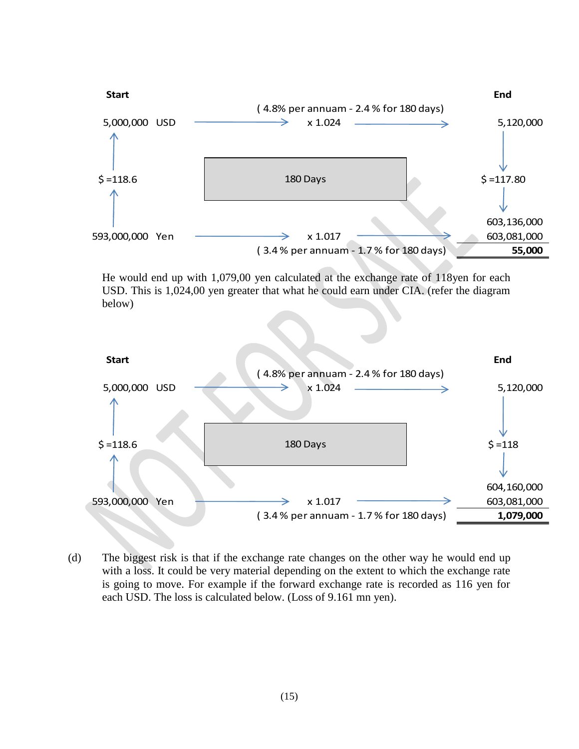| Start | | End |
|---|---|---|
| | ( 4.8% per annuam - 2.4 % for 180 days) | |
| 5,000,000 USD | → x 1.024 → | 5,120,000 |
| ↑ | | ↓ |
| $ =118.6 | 180 Days | $ =117.80 |
| ↑ | | ↓ |
| | | 603,136,000 |
| 593,000,000 Yen | → x 1.017 → | 603,081,000 |
| | ( 3.4 % per annuam - 1.7 % for 180 days) | **55,000** |

He would end up with 1,079,00 yen calculated at the exchange rate of 118yen for each USD. This is 1,024,00 yen greater that what he could earn under CIA. (refer the diagram below)

| Start | | End |
|---|---|---|
| | ( 4.8% per annuam - 2.4 % for 180 days) | |
| 5,000,000 USD | → x 1.024 → | 5,120,000 |
| ↑ | | ↓ |
| $ =118.6 | 180 Days | $ =118 |
| ↑ | | ↓ |
| | | 604,160,000 |
| 593,000,000 Yen | → x 1.017 → | 603,081,000 |
| | ( 3.4 % per annuam - 1.7 % for 180 days) | **1,079,000** |

(d) The biggest risk is that if the exchange rate changes on the other way he would end up with a loss. It could be very material depending on the extent to which the exchange rate is going to move. For example if the forward exchange rate is recorded as 116 yen for each USD. The loss is calculated below. (Loss of 9.161 mn yen).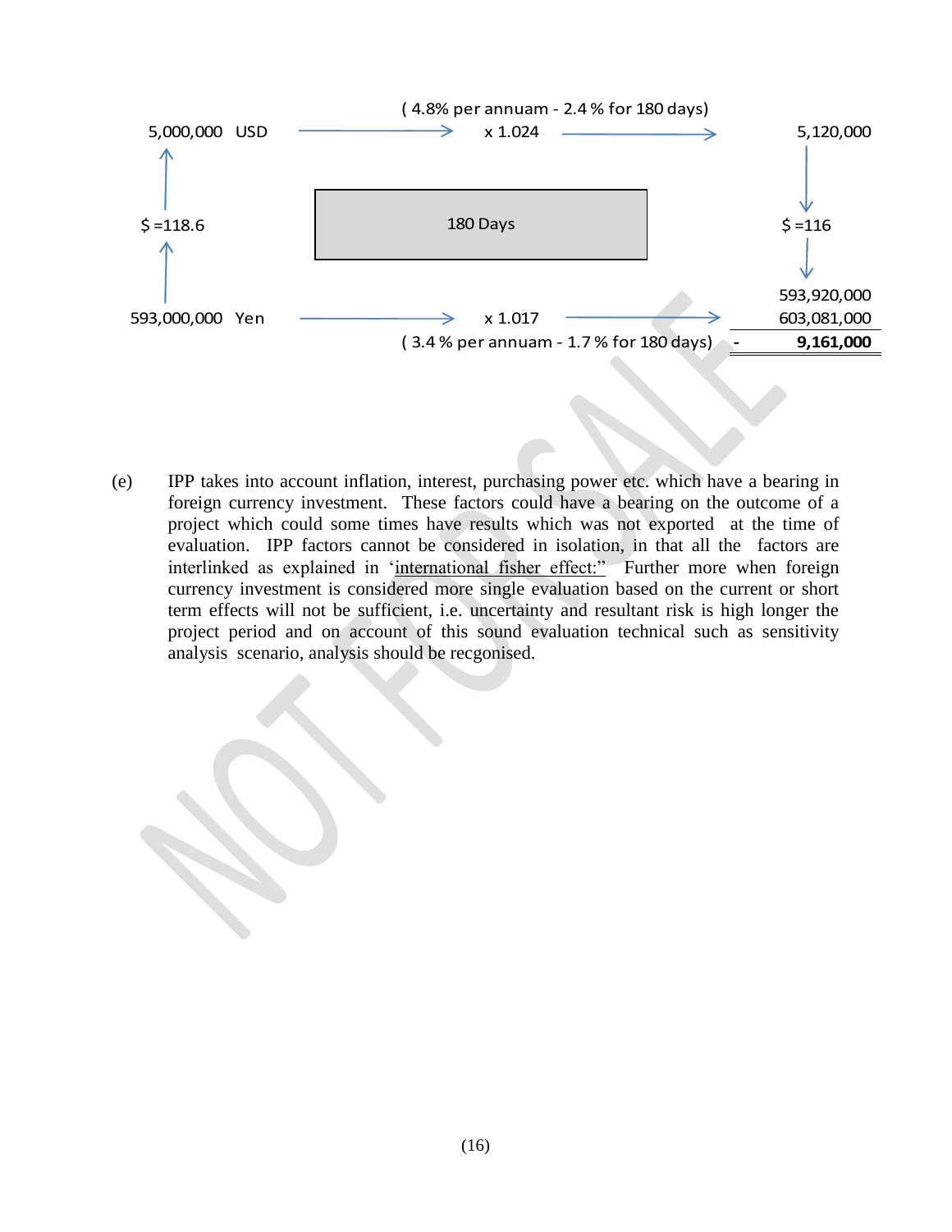( 4.8% per annuam - 2.4 % for 180 days)

5,000,000 USD → x 1.024 → 5,120,000

$ =118.6

180 Days

$ =116

593,000,000 Yen → x 1.017 →

( 3.4 % per annuam - 1.7 % for 180 days)

| | |
|---|---|
| | 593,920,000 |
| | 603,081,000 |
| - | **9,161,000** |

(e) IPP takes into account inflation, interest, purchasing power etc. which have a bearing in foreign currency investment. These factors could have a bearing on the outcome of a project which could some times have results which was not exported at the time of evaluation. IPP factors cannot be considered in isolation, in that all the factors are interlinked as explained in '<u>international fisher effect:"</u> Further more when foreign currency investment is considered more single evaluation based on the current or short term effects will not be sufficient, i.e. uncertainty and resultant risk is high longer the project period and on account of this sound evaluation technical such as sensitivity analysis scenario, analysis should be recgonised.